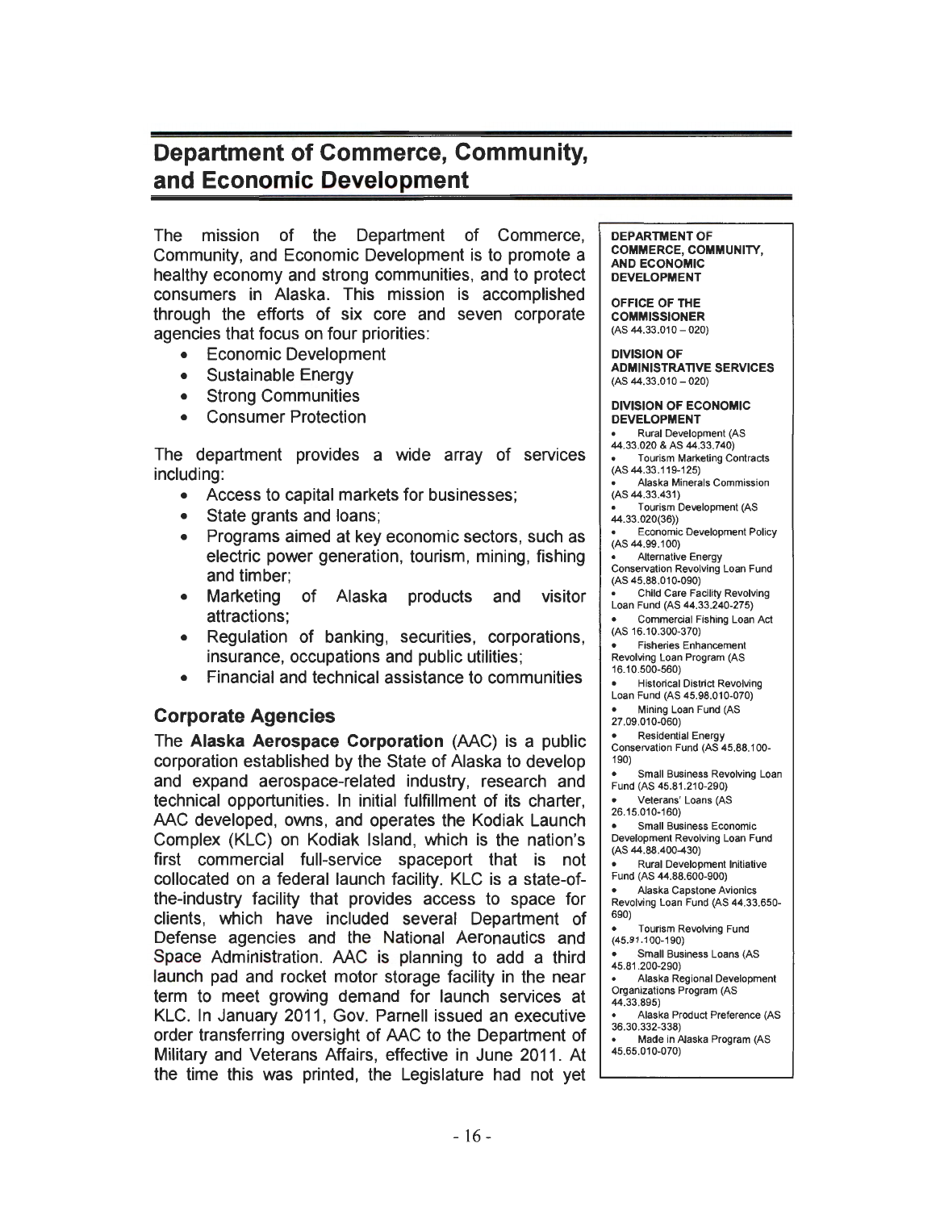# Department of Commerce, Community, and Economic Development

The mission of the Department of Commerce, Community, and Economic Development is to promote a healthy economy and strong communities, and to protect consumers in Alaska. This mission is accomplished through the efforts of six core and seven corporate agencies that focus on four priorities:

- Economic Development
- Sustainable Energy
- Strong Communities
- Consumer Protection

The department provides a wide array of services including:

- Access to capital markets for businesses;
- State grants and loans;
- Programs aimed at key economic sectors, such as electric power generation, tourism, mining, fishing and timber;
- Marketing of Alaska products and visitor attractions;
- Regulation of banking, securities, corporations, insurance, occupations and public utilities;
- Financial and technical assistance to communities

## Corporate Agencies

The **Alaska Aerospace Corporation** (AAC) is a public corporation established by the State of Alaska to develop and expand aerospace-related industry, research and technical opportunities. In initial fulfillment of its charter, AAC developed, owns, and operates the Kodiak Launch Complex (KLC) on Kodiak Island, which is the nation's first commercial full-service spaceport that is not collocated on a federal launch facility. KLC is a state-of-the-industry facility that provides access to space for clients, which have included several Department of Defense agencies and the National Aeronautics and Space Administration. AAC is planning to add a third launch pad and rocket motor storage facility in the near term to meet growing demand for launch services at KLC. In January 2011, Gov. Parnell issued an executive order transferring oversight of AAC to the Department of Military and Veterans Affairs, effective in June 2011. At the time this was printed, the Legislature had not yet

**DEPARTMENT OF COMMERCE, COMMUNITY, AND ECONOMIC DEVELOPMENT**

**OFFICE OF THE COMMISSIONER**
(AS 44.33.010 – 020)

**DIVISION OF ADMINISTRATIVE SERVICES**
(AS 44.33.010 – 020)

**DIVISION OF ECONOMIC DEVELOPMENT**

- Rural Development (AS 44.33.020 & AS 44.33.740)
- Tourism Marketing Contracts (AS 44.33.119-125)
- Alaska Minerals Commission (AS 44.33.431)
- Tourism Development (AS 44.33.020(36))
- Economic Development Policy (AS 44.99.100)
- Alternative Energy Conservation Revolving Loan Fund (AS 45.88.010-090)
- Child Care Facility Revolving Loan Fund (AS 44.33.240-275)
- Commercial Fishing Loan Act (AS 16.10.300-370)
- Fisheries Enhancement Revolving Loan Program (AS 16.10.500-560)
- Historical District Revolving Loan Fund (AS 45.98.010-070)
- Mining Loan Fund (AS 27.09.010-060)
- Residential Energy Conservation Fund (AS 45.88.100-190)
- Small Business Revolving Loan Fund (AS 45.81.210-290)
- Veterans' Loans (AS 26.15.010-160)
- Small Business Economic Development Revolving Loan Fund (AS 44.88.400-430)
- Rural Development Initiative Fund (AS 44.88.600-900)
- Alaska Capstone Avionics Revolving Loan Fund (AS 44.33.650-690)
- Tourism Revolving Fund (45.91.100-190)
- Small Business Loans (AS 45.81.200-290)
- Alaska Regional Development Organizations Program (AS 44.33.895)
- Alaska Product Preference (AS 36.30.332-338)
- Made in Alaska Program (AS 45.65.010-070)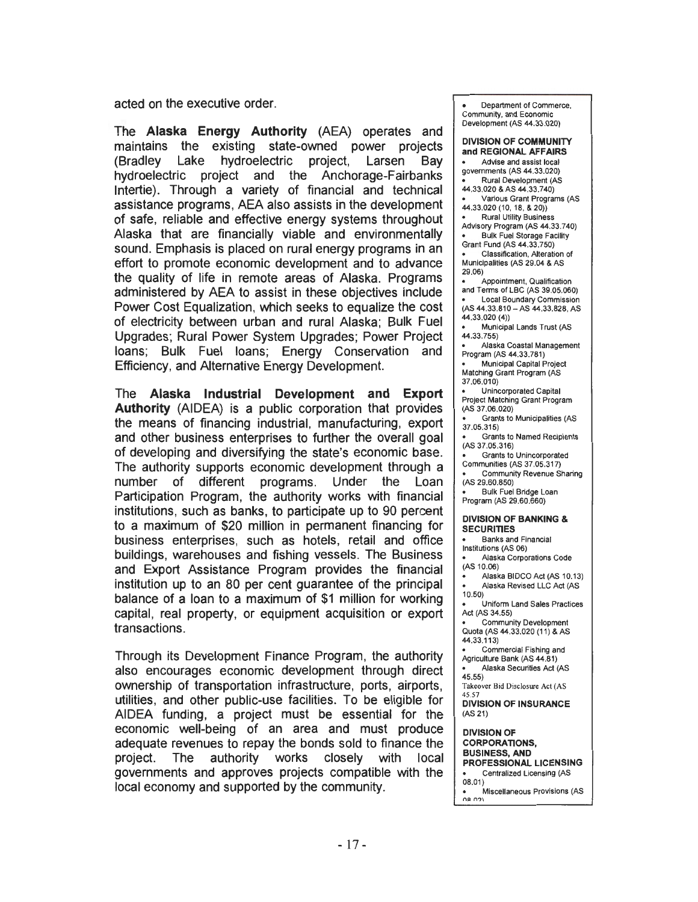acted on the executive order.

The **Alaska Energy Authority** (AEA) operates and maintains the existing state-owned power projects (Bradley Lake hydroelectric project, Larsen Bay hydroelectric project and the Anchorage-Fairbanks Intertie). Through a variety of financial and technical assistance programs, AEA also assists in the development of safe, reliable and effective energy systems throughout Alaska that are financially viable and environmentally sound. Emphasis is placed on rural energy programs in an effort to promote economic development and to advance the quality of life in remote areas of Alaska. Programs administered by AEA to assist in these objectives include Power Cost Equalization, which seeks to equalize the cost of electricity between urban and rural Alaska; Bulk Fuel Upgrades; Rural Power System Upgrades; Power Project loans; Bulk Fuel loans; Energy Conservation and Efficiency, and Alternative Energy Development.

The **Alaska Industrial Development and Export Authority** (AIDEA) is a public corporation that provides the means of financing industrial, manufacturing, export and other business enterprises to further the overall goal of developing and diversifying the state's economic base. The authority supports economic development through a number of different programs. Under the Loan Participation Program, the authority works with financial institutions, such as banks, to participate up to 90 percent to a maximum of $20 million in permanent financing for business enterprises, such as hotels, retail and office buildings, warehouses and fishing vessels. The Business and Export Assistance Program provides the financial institution up to an 80 per cent guarantee of the principal balance of a loan to a maximum of $1 million for working capital, real property, or equipment acquisition or export transactions.

Through its Development Finance Program, the authority also encourages economic development through direct ownership of transportation infrastructure, ports, airports, utilities, and other public-use facilities. To be eligible for AIDEA funding, a project must be essential for the economic well-being of an area and must produce adequate revenues to repay the bonds sold to finance the project. The authority works closely with local governments and approves projects compatible with the local economy and supported by the community.

- Department of Commerce, Community, and Economic Development (AS 44.33.020)

**DIVISION OF COMMUNITY and REGIONAL AFFAIRS**

- Advise and assist local governments (AS 44.33.020)
- Rural Development (AS 44.33.020 & AS 44.33.740)
- Various Grant Programs (AS 44.33.020 (10, 18, & 20))
- Rural Utility Business Advisory Program (AS 44.33.740)
- Bulk Fuel Storage Facility Grant Fund (AS 44.33.750)
- Classification, Alteration of Municipalities (AS 29.04 & AS 29.06)
- Appointment, Qualification and Terms of LBC (AS 39.05.060)
- Local Boundary Commission (AS 44.33.810 – AS 44.33.828, AS 44.33.020 (4))
- Municipal Lands Trust (AS 44.33.755)
- Alaska Coastal Management Program (AS 44.33.781)
- Municipal Capital Project Matching Grant Program (AS 37.06.010)
- Unincorporated Capital Project Matching Grant Program (AS 37.06.020)
- Grants to Municipalities (AS 37.05.315)
- Grants to Named Recipients (AS 37.05.316)
- Grants to Unincorporated Communities (AS 37.05.317)
- Community Revenue Sharing (AS 29.60.850)
- Bulk Fuel Bridge Loan Program (AS 29.60.660)

**DIVISION OF BANKING & SECURITIES**

- Banks and Financial Institutions (AS 06)
- Alaska Corporations Code (AS 10.06)
- Alaska BIDCO Act (AS 10.13)
- Alaska Revised LLC Act (AS 10.50)
- Uniform Land Sales Practices Act (AS 34.55)
- Community Development Quota (AS 44.33.020 (11) & AS 44.33.113)
- Commercial Fishing and Agriculture Bank (AS 44.81)
- Alaska Securities Act (AS 45.55)

Takeover Bid Disclosure Act (AS 45.57

**DIVISION OF INSURANCE** (AS 21)

**DIVISION OF CORPORATIONS, BUSINESS, AND PROFESSIONAL LICENSING**

- Centralized Licensing (AS 08.01)
- Miscellaneous Provisions (AS 08.02)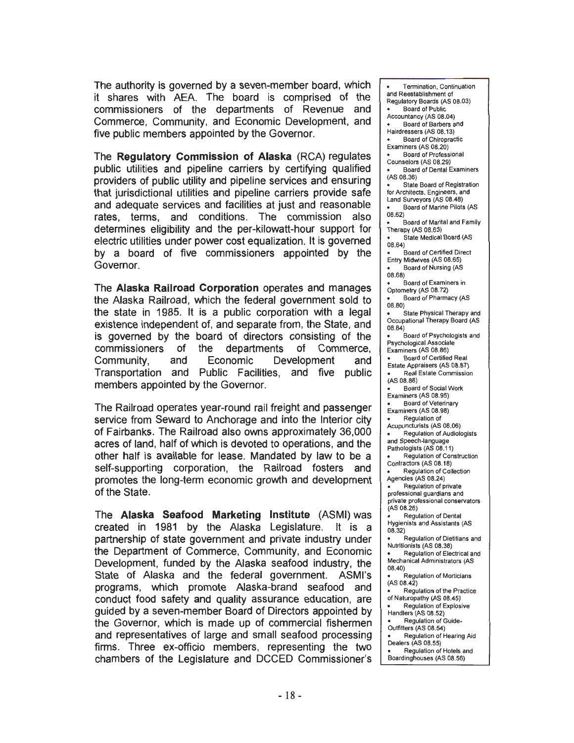The authority is governed by a seven-member board, which it shares with AEA. The board is comprised of the commissioners of the departments of Revenue and Commerce, Community, and Economic Development, and five public members appointed by the Governor.

The **Regulatory Commission of Alaska** (RCA) regulates public utilities and pipeline carriers by certifying qualified providers of public utility and pipeline services and ensuring that jurisdictional utilities and pipeline carriers provide safe and adequate services and facilities at just and reasonable rates, terms, and conditions. The commission also determines eligibility and the per-kilowatt-hour support for electric utilities under power cost equalization. It is governed by a board of five commissioners appointed by the Governor.

The **Alaska Railroad Corporation** operates and manages the Alaska Railroad, which the federal government sold to the state in 1985. It is a public corporation with a legal existence independent of, and separate from, the State, and is governed by the board of directors consisting of the commissioners of the departments of Commerce, Community, and Economic Development and Transportation and Public Facilities, and five public members appointed by the Governor.

The Railroad operates year-round rail freight and passenger service from Seward to Anchorage and into the Interior city of Fairbanks. The Railroad also owns approximately 36,000 acres of land, half of which is devoted to operations, and the other half is available for lease. Mandated by law to be a self-supporting corporation, the Railroad fosters and promotes the long-term economic growth and development of the State.

The **Alaska Seafood Marketing Institute** (ASMI) was created in 1981 by the Alaska Legislature. It is a partnership of state government and private industry under the Department of Commerce, Community, and Economic Development, funded by the Alaska seafood industry, the State of Alaska and the federal government. ASMI's programs, which promote Alaska-brand seafood and conduct food safety and quality assurance education, are guided by a seven-member Board of Directors appointed by the Governor, which is made up of commercial fishermen and representatives of large and small seafood processing firms. Three ex-officio members, representing the two chambers of the Legislature and DCCED Commissioner's

- Termination, Continuation and Reestablishment of Regulatory Boards (AS 08.03)
- Board of Public Accountancy (AS 08.04)
- Board of Barbers and Hairdressers (AS 08.13)
- Board of Chiropractic Examiners (AS 08.20)
- Board of Professional Counselors (AS 08.29)
- Board of Dental Examiners (AS 08.36)
- State Board of Registration for Architects, Engineers, and Land Surveyors (AS 08.48)
- Board of Marine Pilots (AS 08.62)
- Board of Marital and Family Therapy (AS 08.63)
- State Medical Board (AS 08.64)
- Board of Certified Direct Entry Midwives (AS 08.65)
- Board of Nursing (AS 08.68)
- Board of Examiners in Optometry (AS 08.72)
- Board of Pharmacy (AS 08.80)
- State Physical Therapy and Occupational Therapy Board (AS 08.84)
- Board of Psychologists and Psychological Associate Examiners (AS 08.86)
- Board of Certified Real Estate Appraisers (AS 08.87)
- Real Estate Commission (AS 08.88)
- Board of Social Work Examiners (AS 08.95)
- Board of Veterinary Examiners (AS 08.98)
- Regulation of Acupuncturists (AS 08.06)
- Regulation of Audiologists and Speech-language Pathologists (AS 08.11)
- Regulation of Construction Contractors (AS 08.18)
- Regulation of Collection Agencies (AS 08.24)
- Regulation of private professional guardians and private professional conservators (AS 08.26)
- Regulation of Dental Hygienists and Assistants (AS 08.32)
- Regulation of Dietitians and Nutritionists (AS 08.38)
- Regulation of Electrical and Mechanical Administrators (AS 08.40)
- Regulation of Morticians (AS 08.42)
- Regulation of the Practice of Naturopathy (AS 08.45)
- Regulation of Explosive Handlers (AS 08.52)
- Regulation of Guide-Outfitters (AS 08.54)
- Regulation of Hearing Aid Dealers (AS 08.55)
- Regulation of Hotels and Boardinghouses (AS 08.56)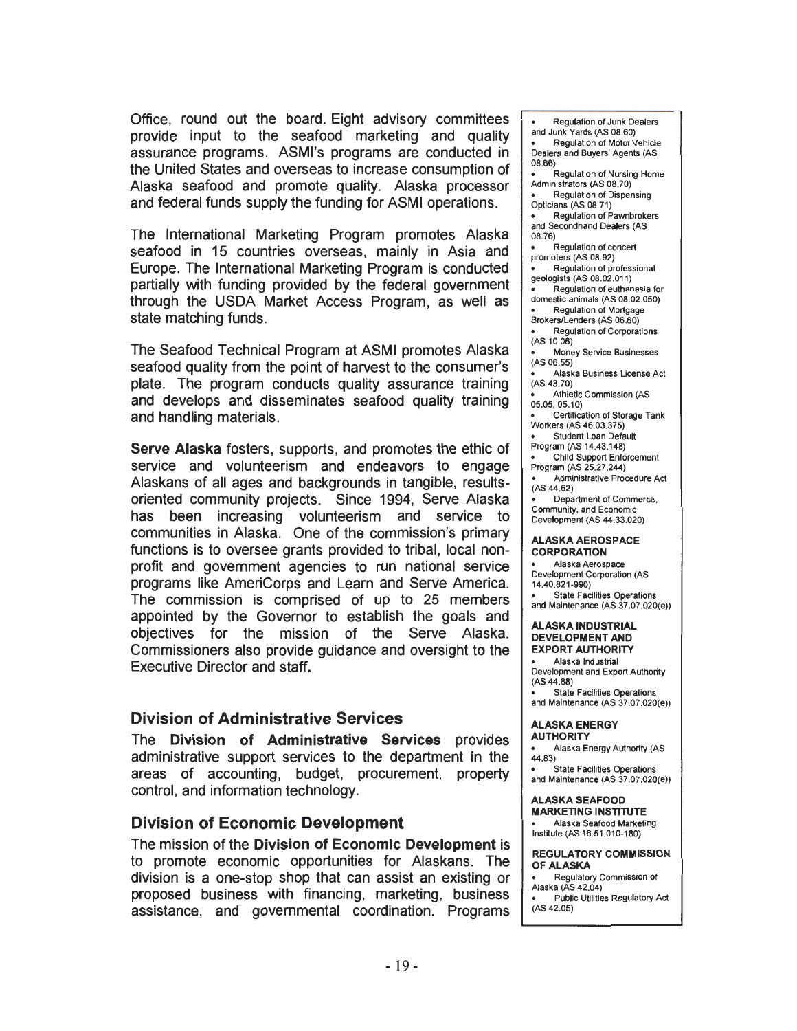Office, round out the board. Eight advisory committees provide input to the seafood marketing and quality assurance programs. ASMI's programs are conducted in the United States and overseas to increase consumption of Alaska seafood and promote quality. Alaska processor and federal funds supply the funding for ASMI operations.

The International Marketing Program promotes Alaska seafood in 15 countries overseas, mainly in Asia and Europe. The International Marketing Program is conducted partially with funding provided by the federal government through the USDA Market Access Program, as well as state matching funds.

The Seafood Technical Program at ASMI promotes Alaska seafood quality from the point of harvest to the consumer's plate. The program conducts quality assurance training and develops and disseminates seafood quality training and handling materials.

**Serve Alaska** fosters, supports, and promotes the ethic of service and volunteerism and endeavors to engage Alaskans of all ages and backgrounds in tangible, results-oriented community projects. Since 1994, Serve Alaska has been increasing volunteerism and service to communities in Alaska. One of the commission's primary functions is to oversee grants provided to tribal, local non-profit and government agencies to run national service programs like AmeriCorps and Learn and Serve America. The commission is comprised of up to 25 members appointed by the Governor to establish the goals and objectives for the mission of the Serve Alaska. Commissioners also provide guidance and oversight to the Executive Director and staff.

## Division of Administrative Services

The **Division of Administrative Services** provides administrative support services to the department in the areas of accounting, budget, procurement, property control, and information technology.

## Division of Economic Development

The mission of the **Division of Economic Development** is to promote economic opportunities for Alaskans. The division is a one-stop shop that can assist an existing or proposed business with financing, marketing, business assistance, and governmental coordination. Programs

- Regulation of Junk Dealers and Junk Yards (AS 08.60)
- Regulation of Motor Vehicle Dealers and Buyers' Agents (AS 08.66)
- Regulation of Nursing Home Administrators (AS 08.70)
- Regulation of Dispensing Opticians (AS 08.71)
- Regulation of Pawnbrokers and Secondhand Dealers (AS 08.76)
- Regulation of concert promoters (AS 08.92)
- Regulation of professional geologists (AS 08.02.011)
- Regulation of euthanasia for domestic animals (AS 08.02.050)
- Regulation of Mortgage Brokers/Lenders (AS 06.60)
- Regulation of Corporations (AS 10.06)
- Money Service Businesses (AS 06.55)
- Alaska Business License Act (AS 43.70)
- Athletic Commission (AS 05.05, 05.10)
- Certification of Storage Tank Workers (AS 46.03.375)
- Student Loan Default Program (AS 14.43.148)
- Child Support Enforcement Program (AS 25.27.244)
- Administrative Procedure Act (AS 44.62)
- Department of Commerce, Community, and Economic Development (AS 44.33.020)

**ALASKA AEROSPACE CORPORATION**

- Alaska Aerospace Development Corporation (AS 14.40.821-990)
- State Facilities Operations and Maintenance (AS 37.07.020(e))

**ALASKA INDUSTRIAL DEVELOPMENT AND EXPORT AUTHORITY**

- Alaska Industrial Development and Export Authority (AS 44.88)
- State Facilities Operations and Maintenance (AS 37.07.020(e))

**ALASKA ENERGY AUTHORITY**

- Alaska Energy Authority (AS 44.83)
- State Facilities Operations and Maintenance (AS 37.07.020(e))

**ALASKA SEAFOOD MARKETING INSTITUTE**

- Alaska Seafood Marketing Institute (AS 16.51.010-180)

**REGULATORY COMMISSION OF ALASKA**

- Regulatory Commission of Alaska (AS 42.04)
- Public Utilities Regulatory Act (AS 42.05)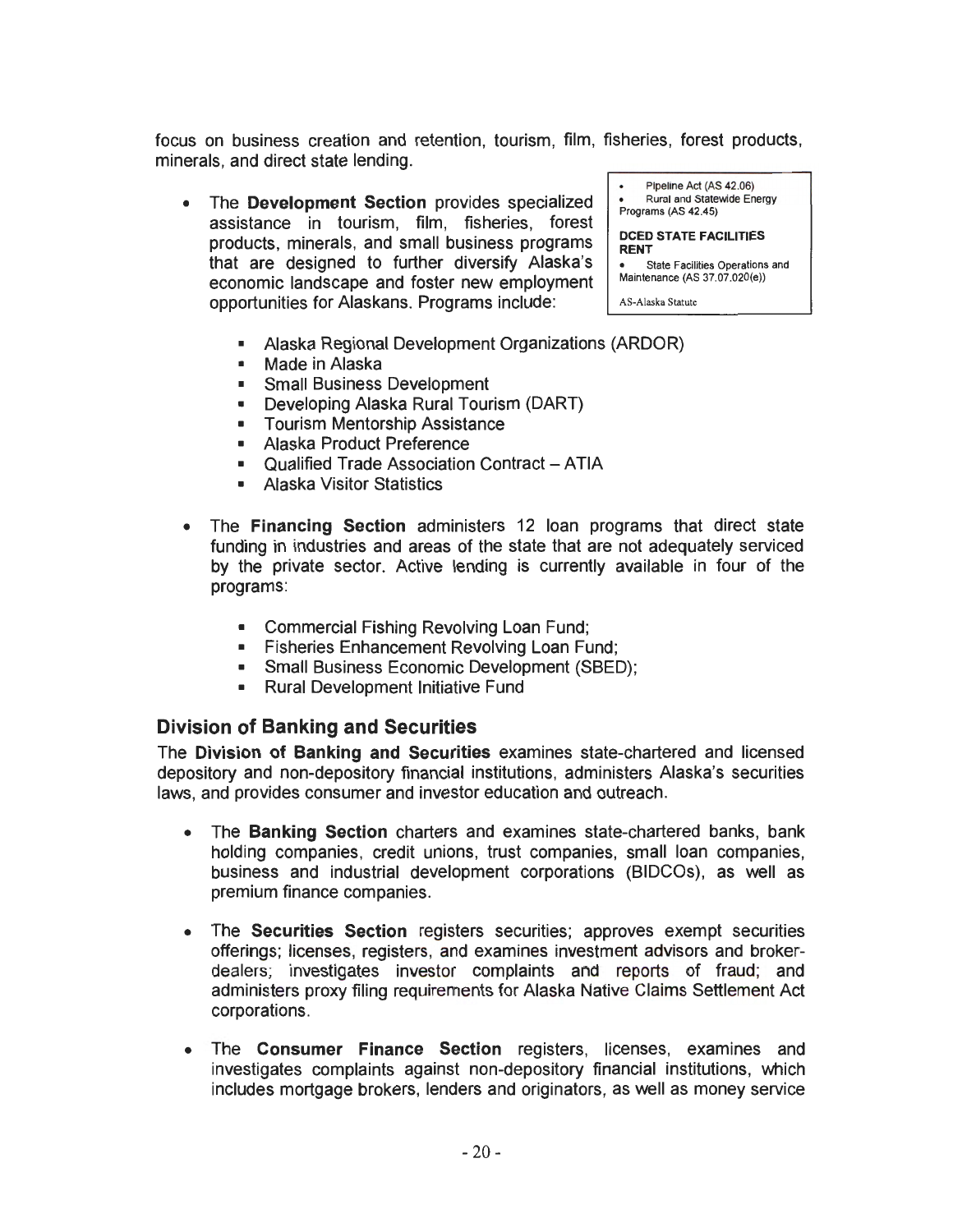focus on business creation and retention, tourism, film, fisheries, forest products, minerals, and direct state lending.

- The **Development Section** provides specialized assistance in tourism, film, fisheries, forest products, minerals, and small business programs that are designed to further diversify Alaska's economic landscape and foster new employment opportunities for Alaskans. Programs include:

> - Pipeline Act (AS 42.06)
> - Rural and Statewide Energy Programs (AS 42.45)
>
> **DCED STATE FACILITIES RENT**
>
> - State Facilities Operations and Maintenance (AS 37.07.020(e))
>
> AS-Alaska Statute

  - Alaska Regional Development Organizations (ARDOR)
  - Made in Alaska
  - Small Business Development
  - Developing Alaska Rural Tourism (DART)
  - Tourism Mentorship Assistance
  - Alaska Product Preference
  - Qualified Trade Association Contract – ATIA
  - Alaska Visitor Statistics

- The **Financing Section** administers 12 loan programs that direct state funding in industries and areas of the state that are not adequately serviced by the private sector. Active lending is currently available in four of the programs:

  - Commercial Fishing Revolving Loan Fund;
  - Fisheries Enhancement Revolving Loan Fund;
  - Small Business Economic Development (SBED);
  - Rural Development Initiative Fund

## Division of Banking and Securities

The **Division of Banking and Securities** examines state-chartered and licensed depository and non-depository financial institutions, administers Alaska's securities laws, and provides consumer and investor education and outreach.

- The **Banking Section** charters and examines state-chartered banks, bank holding companies, credit unions, trust companies, small loan companies, business and industrial development corporations (BIDCOs), as well as premium finance companies.

- The **Securities Section** registers securities; approves exempt securities offerings; licenses, registers, and examines investment advisors and broker-dealers; investigates investor complaints and reports of fraud; and administers proxy filing requirements for Alaska Native Claims Settlement Act corporations.

- The **Consumer Finance Section** registers, licenses, examines and investigates complaints against non-depository financial institutions, which includes mortgage brokers, lenders and originators, as well as money service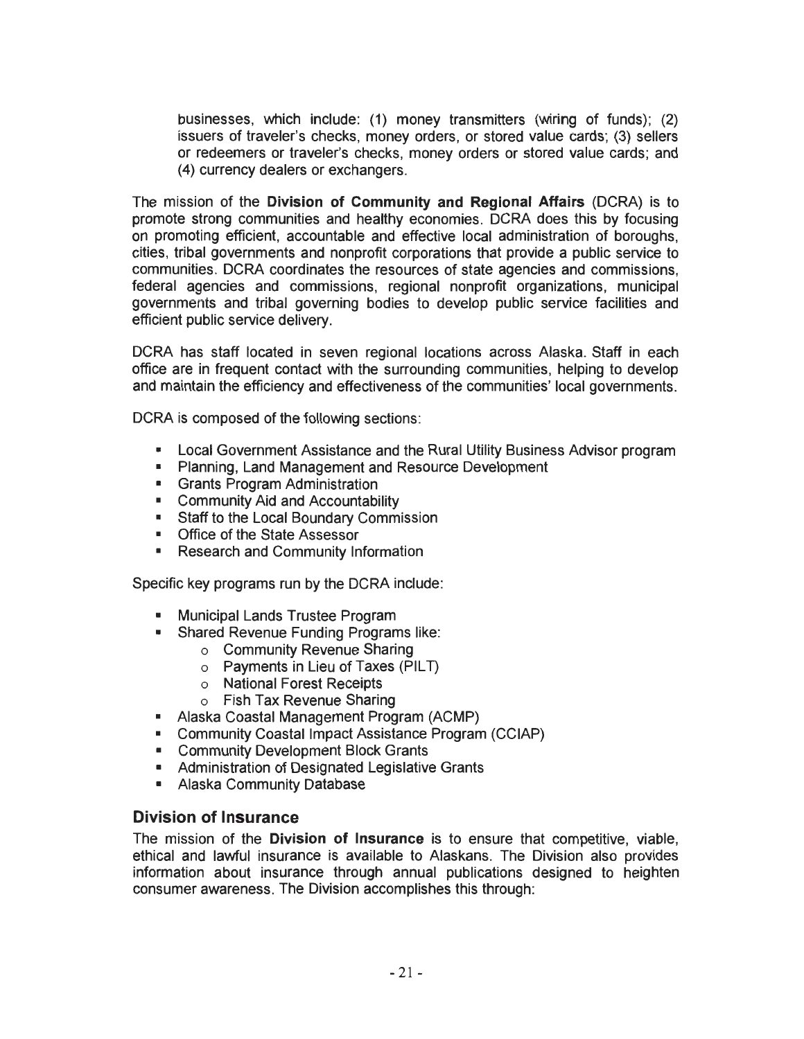businesses, which include: (1) money transmitters (wiring of funds); (2) issuers of traveler's checks, money orders, or stored value cards; (3) sellers or redeemers or traveler's checks, money orders or stored value cards; and (4) currency dealers or exchangers.

The mission of the **Division of Community and Regional Affairs** (DCRA) is to promote strong communities and healthy economies. DCRA does this by focusing on promoting efficient, accountable and effective local administration of boroughs, cities, tribal governments and nonprofit corporations that provide a public service to communities. DCRA coordinates the resources of state agencies and commissions, federal agencies and commissions, regional nonprofit organizations, municipal governments and tribal governing bodies to develop public service facilities and efficient public service delivery.

DCRA has staff located in seven regional locations across Alaska. Staff in each office are in frequent contact with the surrounding communities, helping to develop and maintain the efficiency and effectiveness of the communities' local governments.

DCRA is composed of the following sections:

- Local Government Assistance and the Rural Utility Business Advisor program
- Planning, Land Management and Resource Development
- Grants Program Administration
- Community Aid and Accountability
- Staff to the Local Boundary Commission
- Office of the State Assessor
- Research and Community Information

Specific key programs run by the DCRA include:

- Municipal Lands Trustee Program
- Shared Revenue Funding Programs like:
  - Community Revenue Sharing
  - Payments in Lieu of Taxes (PILT)
  - National Forest Receipts
  - Fish Tax Revenue Sharing
- Alaska Coastal Management Program (ACMP)
- Community Coastal Impact Assistance Program (CCIAP)
- Community Development Block Grants
- Administration of Designated Legislative Grants
- Alaska Community Database

## Division of Insurance

The mission of the **Division of Insurance** is to ensure that competitive, viable, ethical and lawful insurance is available to Alaskans. The Division also provides information about insurance through annual publications designed to heighten consumer awareness. The Division accomplishes this through: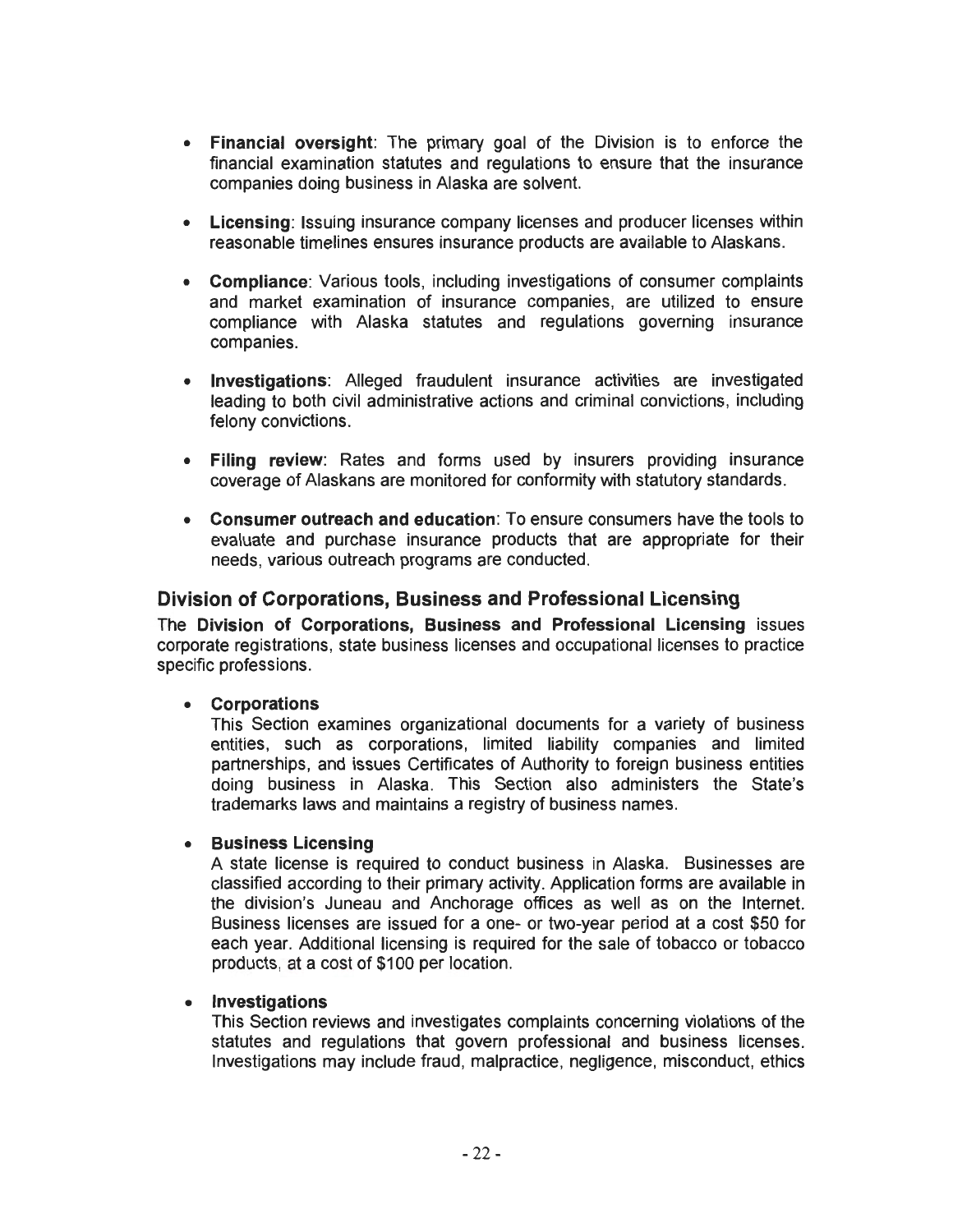- **Financial oversight**: The primary goal of the Division is to enforce the financial examination statutes and regulations to ensure that the insurance companies doing business in Alaska are solvent.

- **Licensing**: Issuing insurance company licenses and producer licenses within reasonable timelines ensures insurance products are available to Alaskans.

- **Compliance**: Various tools, including investigations of consumer complaints and market examination of insurance companies, are utilized to ensure compliance with Alaska statutes and regulations governing insurance companies.

- **Investigations**: Alleged fraudulent insurance activities are investigated leading to both civil administrative actions and criminal convictions, including felony convictions.

- **Filing review**: Rates and forms used by insurers providing insurance coverage of Alaskans are monitored for conformity with statutory standards.

- **Consumer outreach and education**: To ensure consumers have the tools to evaluate and purchase insurance products that are appropriate for their needs, various outreach programs are conducted.

## Division of Corporations, Business and Professional Licensing

The **Division of Corporations, Business and Professional Licensing** issues corporate registrations, state business licenses and occupational licenses to practice specific professions.

- **Corporations**
  This Section examines organizational documents for a variety of business entities, such as corporations, limited liability companies and limited partnerships, and issues Certificates of Authority to foreign business entities doing business in Alaska. This Section also administers the State's trademarks laws and maintains a registry of business names.

- **Business Licensing**
  A state license is required to conduct business in Alaska. Businesses are classified according to their primary activity. Application forms are available in the division's Juneau and Anchorage offices as well as on the Internet. Business licenses are issued for a one- or two-year period at a cost $50 for each year. Additional licensing is required for the sale of tobacco or tobacco products, at a cost of $100 per location.

- **Investigations**
  This Section reviews and investigates complaints concerning violations of the statutes and regulations that govern professional and business licenses. Investigations may include fraud, malpractice, negligence, misconduct, ethics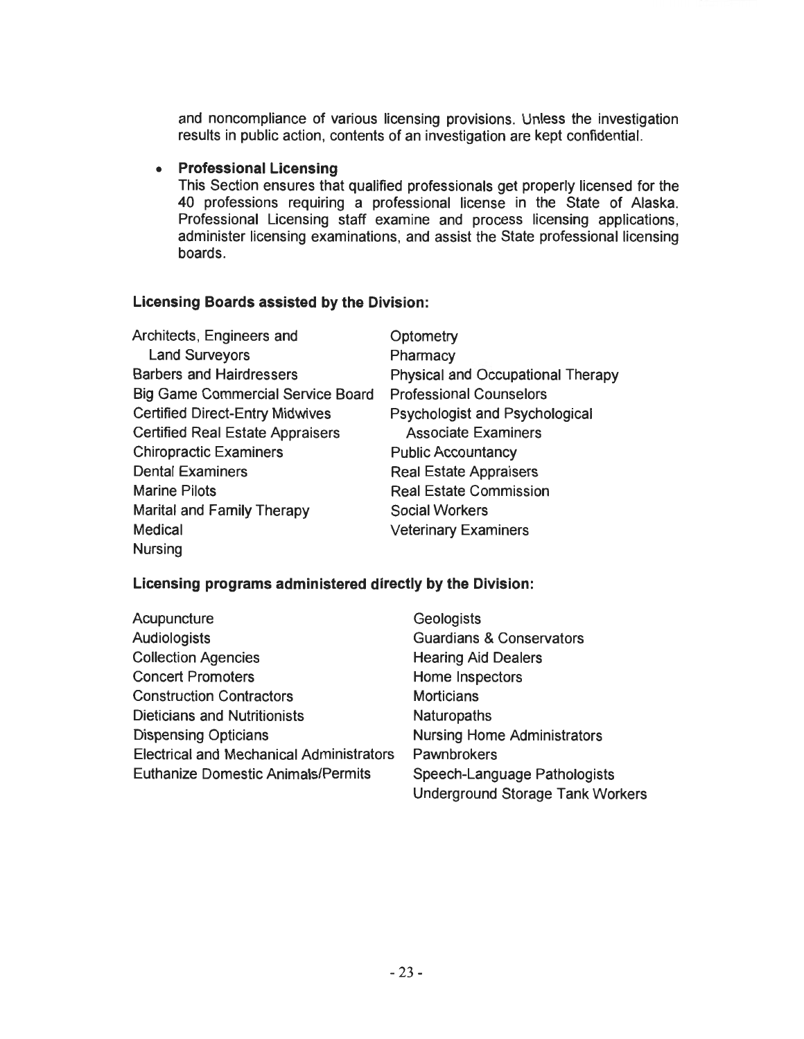and noncompliance of various licensing provisions. Unless the investigation results in public action, contents of an investigation are kept confidential.

- **Professional Licensing**
  This Section ensures that qualified professionals get properly licensed for the 40 professions requiring a professional license in the State of Alaska. Professional Licensing staff examine and process licensing applications, administer licensing examinations, and assist the State professional licensing boards.

**Licensing Boards assisted by the Division:**

- Architects, Engineers and Land Surveyors
- Barbers and Hairdressers
- Big Game Commercial Service Board
- Certified Direct-Entry Midwives
- Certified Real Estate Appraisers
- Chiropractic Examiners
- Dental Examiners
- Marine Pilots
- Marital and Family Therapy
- Medical
- Nursing
- Optometry
- Pharmacy
- Physical and Occupational Therapy
- Professional Counselors
- Psychologist and Psychological Associate Examiners
- Public Accountancy
- Real Estate Appraisers
- Real Estate Commission
- Social Workers
- Veterinary Examiners

**Licensing programs administered directly by the Division:**

- Acupuncture
- Audiologists
- Collection Agencies
- Concert Promoters
- Construction Contractors
- Dieticians and Nutritionists
- Dispensing Opticians
- Electrical and Mechanical Administrators
- Euthanize Domestic Animals/Permits
- Geologists
- Guardians & Conservators
- Hearing Aid Dealers
- Home Inspectors
- Morticians
- Naturopaths
- Nursing Home Administrators
- Pawnbrokers
- Speech-Language Pathologists
- Underground Storage Tank Workers